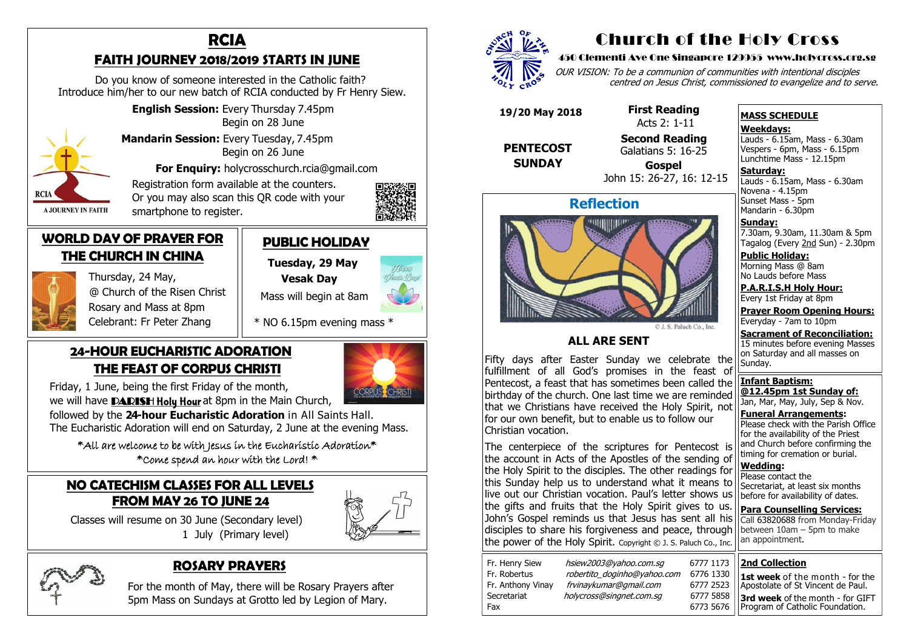# Church of the Holy Cross

**450 Clementi Ave One Singapore 129955 www.holycross.org.sg**

*OUR VISION: To be a communion of communities with intentional disciples centred on Jesus Christ, commissioned to evangelize and to serve.*

**19/20 May 2018**

**PENTECOST SUNDAY**

**First Reading**
Acts 2: 1-11

**Second Reading**
Galatians 5: 16-25

**Gospel**
John 15: 26-27, 16: 12-15

## Reflection

© J. S. Paluch Co., Inc.

### ALL ARE SENT

Fifty days after Easter Sunday we celebrate the fulfillment of all God's promises in the feast of Pentecost, a feast that has sometimes been called the birthday of the church. One last time we are reminded that we Christians have received the Holy Spirit, not for our own benefit, but to enable us to follow our Christian vocation.

The centerpiece of the scriptures for Pentecost is the account in Acts of the Apostles of the sending of the Holy Spirit to the disciples. The other readings for this Sunday help us to understand what it means to live out our Christian vocation. Paul's letter shows us the gifts and fruits that the Holy Spirit gives to us. John's Gospel reminds us that Jesus has sent all his disciples to share his forgiveness and peace, through the power of the Holy Spirit. Copyright © J. S. Paluch Co., Inc.

| | | |
|---|---|---|
| Fr. Henry Siew | hsiew2003@yahoo.com.sg | 6777 1173 |
| Fr. Robertus | robertito_doginho@yahoo.com | 6776 1330 |
| Fr. Anthony Vinay | frvinaykumar@gmail.com | 6777 2523 |
| Secretariat | holycross@singnet.com.sg | 6777 5858 |
| Fax | | 6773 5676 |

### MASS SCHEDULE

**Weekdays:**
Lauds - 6.15am, Mass - 6.30am
Vespers - 6pm, Mass - 6.15pm
Lunchtime Mass - 12.15pm

**Saturday:**
Lauds - 6.15am, Mass - 6.30am
Novena - 4.15pm
Sunset Mass - 5pm
Mandarin - 6.30pm

**Sunday:**
7.30am, 9.30am, 11.30am & 5pm
Tagalog (Every 2nd Sun) - 2.30pm

**Public Holiday:**
Morning Mass @ 8am
No Lauds before Mass

**P.A.R.I.S.H Holy Hour:**
Every 1st Friday at 8pm

**Prayer Room Opening Hours:**
Everyday - 7am to 10pm

**Sacrament of Reconciliation:**
15 minutes before evening Masses on Saturday and all masses on Sunday.

**Infant Baptism:**
**@12.45pm 1st Sunday of:**
Jan, Mar, May, July, Sep & Nov.

**Funeral Arrangements:**
Please check with the Parish Office for the availability of the Priest and Church before confirming the timing for cremation or burial.

**Wedding:**
Please contact the Secretariat, at least six months before for availability of dates.

**Para Counselling Services:**
Call 63820688 from Monday-Friday between 10am – 5pm to make an appointment.

### 2nd Collection

**1st week** of the month - for the Apostolate of St Vincent de Paul.

**3rd week** of the month - for GIFT Program of Catholic Foundation.

## RCIA

### FAITH JOURNEY 2018/2019 STARTS IN JUNE

Do you know of someone interested in the Catholic faith? Introduce him/her to our new batch of RCIA conducted by Fr Henry Siew.

**English Session:** Every Thursday 7.45pm
Begin on 28 June

**Mandarin Session:** Every Tuesday, 7.45pm
Begin on 26 June

**For Enquiry:** holycrosschurch.rcia@gmail.com

Registration form available at the counters.
Or you may also scan this QR code with your smartphone to register.

RCIA
A JOURNEY IN FAITH

## WORLD DAY OF PRAYER FOR THE CHURCH IN CHINA

Thursday, 24 May,
@ Church of the Risen Christ
Rosary and Mass at 8pm
Celebrant: Fr Peter Zhang

## PUBLIC HOLIDAY

**Tuesday, 29 May**
**Vesak Day**
Mass will begin at 8am

\* NO 6.15pm evening mass \*

## 24-HOUR EUCHARISTIC ADORATION THE FEAST OF CORPUS CHRISTI

Friday, 1 June, being the first Friday of the month, we will have **PARISH Holy Hour** at 8pm in the Main Church, followed by the **24-hour Eucharistic Adoration** in All Saints Hall.
The Eucharistic Adoration will end on Saturday, 2 June at the evening Mass.

*\*All are welcome to be with Jesus in the Eucharistic Adoration\**
*\*Come spend an hour with the Lord! \**

## NO CATECHISM CLASSES FOR ALL LEVELS FROM MAY 26 TO JUNE 24

Classes will resume on 30 June (Secondary level)
1 July (Primary level)

## ROSARY PRAYERS

For the month of May, there will be Rosary Prayers after 5pm Mass on Sundays at Grotto led by Legion of Mary.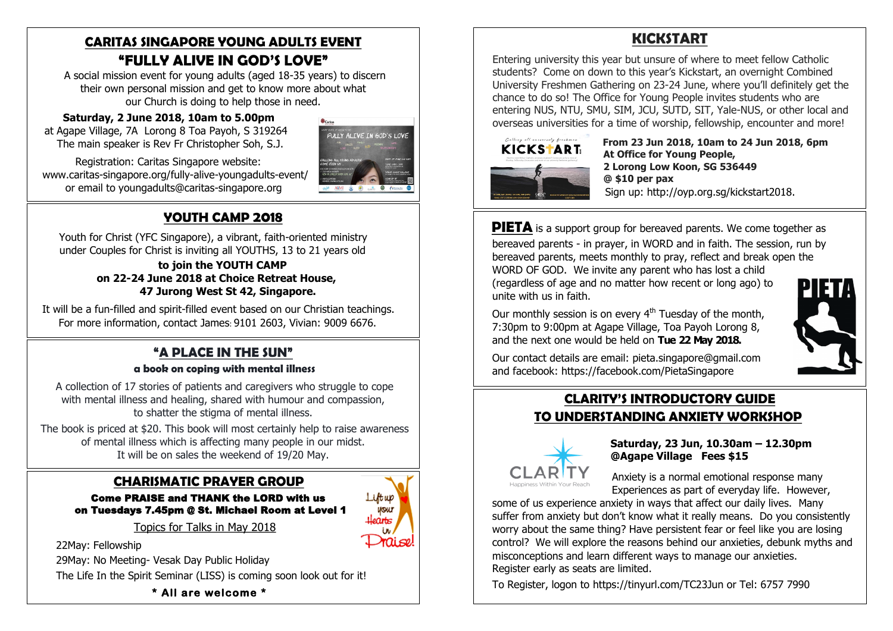## CARITAS SINGAPORE YOUNG ADULTS EVENT

## "FULLY ALIVE IN GOD'S LOVE"

A social mission event for young adults (aged 18-35 years) to discern their own personal mission and get to know more about what our Church is doing to help those in need.

**Saturday, 2 June 2018, 10am to 5.00pm**
at Agape Village, 7A Lorong 8 Toa Payoh, S 319264
The main speaker is Rev Fr Christopher Soh, S.J.

Registration: Caritas Singapore website:
www.caritas-singapore.org/fully-alive-youngadults-event/
or email to youngadults@caritas-singapore.org

## YOUTH CAMP 2018

Youth for Christ (YFC Singapore), a vibrant, faith-oriented ministry under Couples for Christ is inviting all YOUTHS, 13 to 21 years old

**to join the YOUTH CAMP**
**on 22-24 June 2018 at Choice Retreat House,**
**47 Jurong West St 42, Singapore.**

It will be a fun-filled and spirit-filled event based on our Christian teachings. For more information, contact James: 9101 2603, Vivian: 9009 6676.

## "A PLACE IN THE SUN"

**a book on coping with mental illness**

A collection of 17 stories of patients and caregivers who struggle to cope with mental illness and healing, shared with humour and compassion, to shatter the stigma of mental illness.

The book is priced at $20. This book will most certainly help to raise awareness of mental illness which is affecting many people in our midst.
It will be on sales the weekend of 19/20 May.

## CHARISMATIC PRAYER GROUP

**Come PRAISE and THANK the LORD with us on Tuesdays 7.45pm @ St. Michael Room at Level 1**

Topics for Talks in May 2018

22May: Fellowship
29May: No Meeting- Vesak Day Public Holiday
The Life In the Spirit Seminar (LISS) is coming soon look out for it!

**\* All are welcome \***

## KICKSTART

Entering university this year but unsure of where to meet fellow Catholic students? Come on down to this year's Kickstart, an overnight Combined University Freshmen Gathering on 23-24 June, where you'll definitely get the chance to do so! The Office for Young People invites students who are entering NUS, NTU, SMU, SIM, JCU, SUTD, SIT, Yale-NUS, or other local and overseas universities for a time of worship, fellowship, encounter and more!

**From 23 Jun 2018, 10am to 24 Jun 2018, 6pm**
**At Office for Young People,**
**2 Lorong Low Koon, SG 536449**
**@ $10 per pax**
Sign up: http://oyp.org.sg/kickstart2018.

**PIETA** is a support group for bereaved parents. We come together as bereaved parents - in prayer, in WORD and in faith. The session, run by bereaved parents, meets monthly to pray, reflect and break open the WORD OF GOD. We invite any parent who has lost a child (regardless of age and no matter how recent or long ago) to unite with us in faith.

Our monthly session is on every 4th Tuesday of the month, 7:30pm to 9:00pm at Agape Village, Toa Payoh Lorong 8, and the next one would be held on **Tue 22 May 2018.**

Our contact details are email: pieta.singapore@gmail.com and facebook: https://facebook.com/PietaSingapore

## CLARITY'S INTRODUCTORY GUIDE TO UNDERSTANDING ANXIETY WORKSHOP

**Saturday, 23 Jun, 10.30am – 12.30pm**
**@Agape Village Fees $15**

Anxiety is a normal emotional response many Experiences as part of everyday life. However, some of us experience anxiety in ways that affect our daily lives. Many suffer from anxiety but don't know what it really means. Do you consistently worry about the same thing? Have persistent fear or feel like you are losing control? We will explore the reasons behind our anxieties, debunk myths and misconceptions and learn different ways to manage our anxieties. Register early as seats are limited.

To Register, logon to https://tinyurl.com/TC23Jun or Tel: 6757 7990